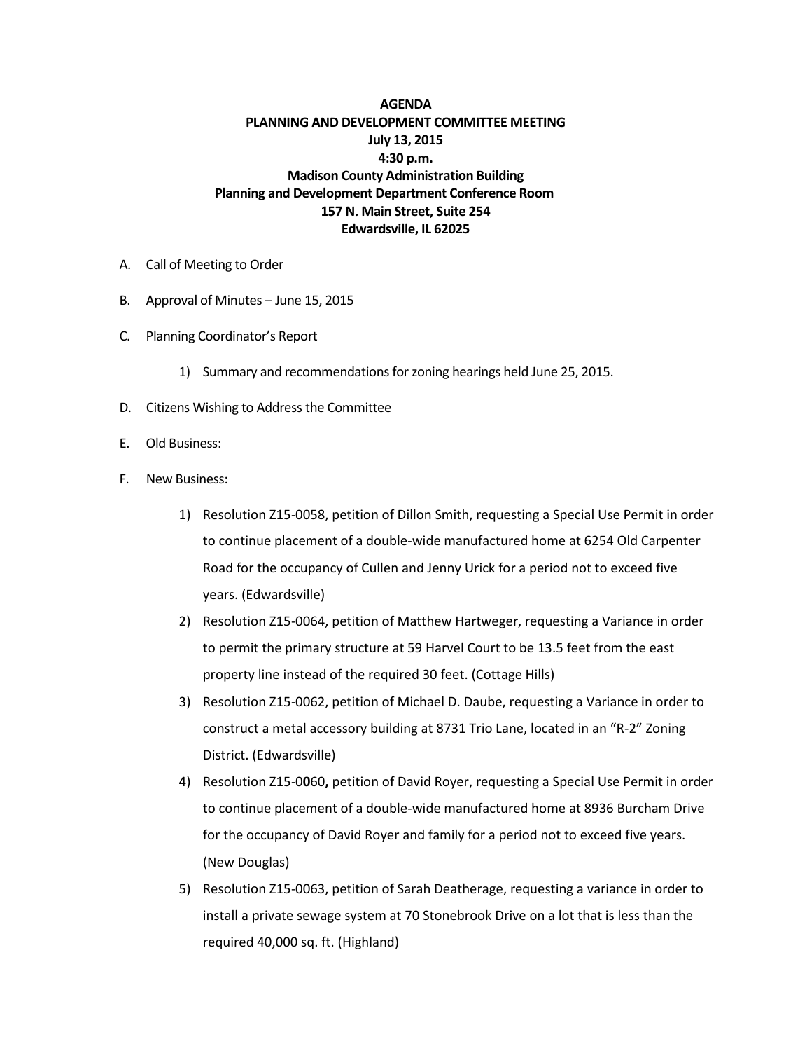**AGENDA**
**PLANNING AND DEVELOPMENT COMMITTEE MEETING**
**July 13, 2015**
**4:30 p.m.**
**Madison County Administration Building**
**Planning and Development Department Conference Room**
**157 N. Main Street, Suite 254**
**Edwardsville, IL 62025**

A. Call of Meeting to Order

B. Approval of Minutes – June 15, 2015

C. Planning Coordinator's Report

   1) Summary and recommendations for zoning hearings held June 25, 2015.

D. Citizens Wishing to Address the Committee

E. Old Business:

F. New Business:

   1) Resolution Z15-0058, petition of Dillon Smith, requesting a Special Use Permit in order to continue placement of a double-wide manufactured home at 6254 Old Carpenter Road for the occupancy of Cullen and Jenny Urick for a period not to exceed five years. (Edwardsville)
   2) Resolution Z15-0064, petition of Matthew Hartweger, requesting a Variance in order to permit the primary structure at 59 Harvel Court to be 13.5 feet from the east property line instead of the required 30 feet. (Cottage Hills)
   3) Resolution Z15-0062, petition of Michael D. Daube, requesting a Variance in order to construct a metal accessory building at 8731 Trio Lane, located in an "R-2" Zoning District. (Edwardsville)
   4) Resolution Z15-0**0**60**,** petition of David Royer, requesting a Special Use Permit in order to continue placement of a double-wide manufactured home at 8936 Burcham Drive for the occupancy of David Royer and family for a period not to exceed five years. (New Douglas)
   5) Resolution Z15-0063, petition of Sarah Deatherage, requesting a variance in order to install a private sewage system at 70 Stonebrook Drive on a lot that is less than the required 40,000 sq. ft. (Highland)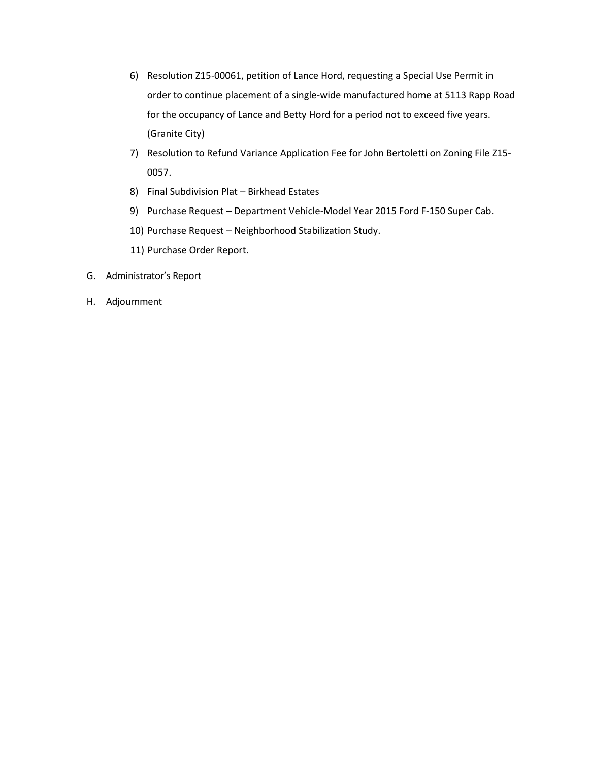6) Resolution Z15-00061, petition of Lance Hord, requesting a Special Use Permit in order to continue placement of a single-wide manufactured home at 5113 Rapp Road for the occupancy of Lance and Betty Hord for a period not to exceed five years. (Granite City)
7) Resolution to Refund Variance Application Fee for John Bertoletti on Zoning File Z15-0057.
8) Final Subdivision Plat – Birkhead Estates
9) Purchase Request – Department Vehicle-Model Year 2015 Ford F-150 Super Cab.
10) Purchase Request – Neighborhood Stabilization Study.
11) Purchase Order Report.

G. Administrator's Report

H. Adjournment